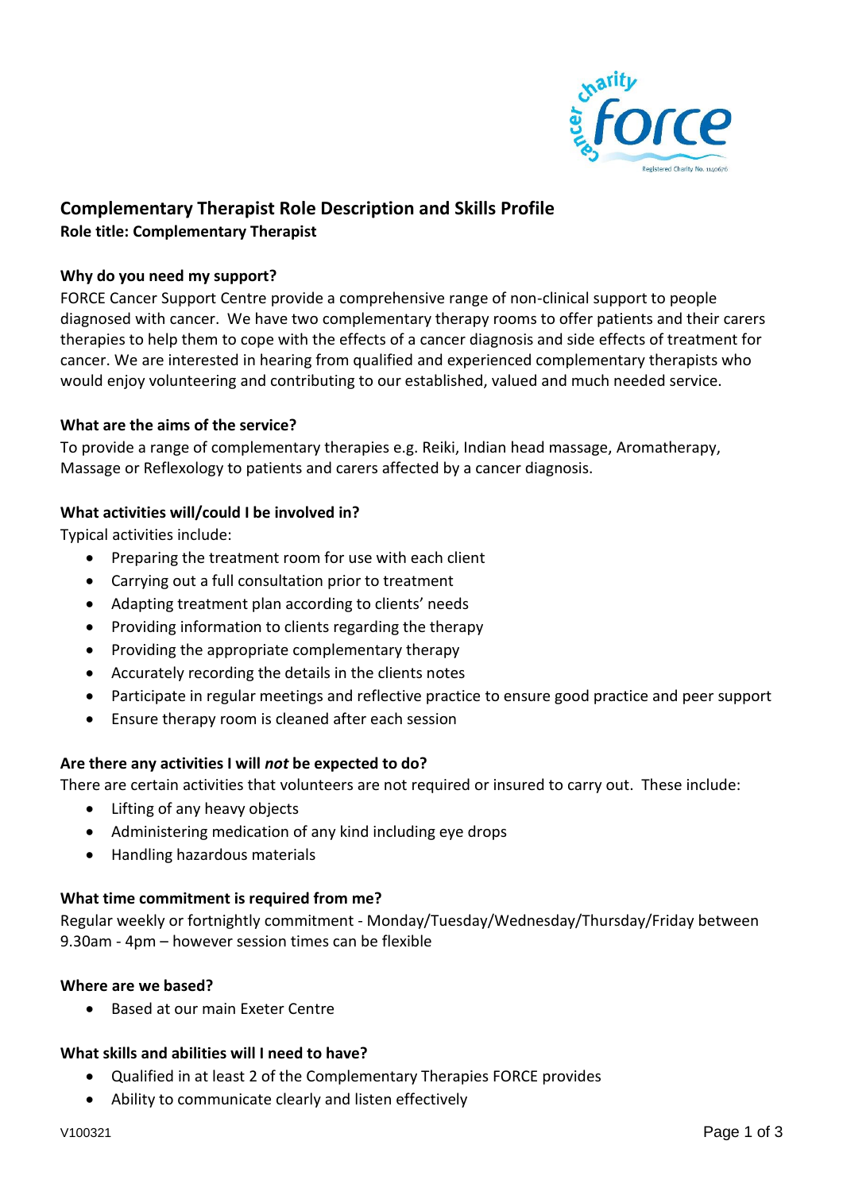# Complementary Therapist Role Description and Skills Profile

**Role title: Complementary Therapist**

### Why do you need my support?

FORCE Cancer Support Centre provide a comprehensive range of non-clinical support to people diagnosed with cancer. We have two complementary therapy rooms to offer patients and their carers therapies to help them to cope with the effects of a cancer diagnosis and side effects of treatment for cancer. We are interested in hearing from qualified and experienced complementary therapists who would enjoy volunteering and contributing to our established, valued and much needed service.

### What are the aims of the service?

To provide a range of complementary therapies e.g. Reiki, Indian head massage, Aromatherapy, Massage or Reflexology to patients and carers affected by a cancer diagnosis.

### What activities will/could I be involved in?

Typical activities include:

- Preparing the treatment room for use with each client
- Carrying out a full consultation prior to treatment
- Adapting treatment plan according to clients' needs
- Providing information to clients regarding the therapy
- Providing the appropriate complementary therapy
- Accurately recording the details in the clients notes
- Participate in regular meetings and reflective practice to ensure good practice and peer support
- Ensure therapy room is cleaned after each session

### Are there any activities I will *not* be expected to do?

There are certain activities that volunteers are not required or insured to carry out. These include:

- Lifting of any heavy objects
- Administering medication of any kind including eye drops
- Handling hazardous materials

### What time commitment is required from me?

Regular weekly or fortnightly commitment - Monday/Tuesday/Wednesday/Thursday/Friday between 9.30am - 4pm – however session times can be flexible

### Where are we based?

- Based at our main Exeter Centre

### What skills and abilities will I need to have?

- Qualified in at least 2 of the Complementary Therapies FORCE provides
- Ability to communicate clearly and listen effectively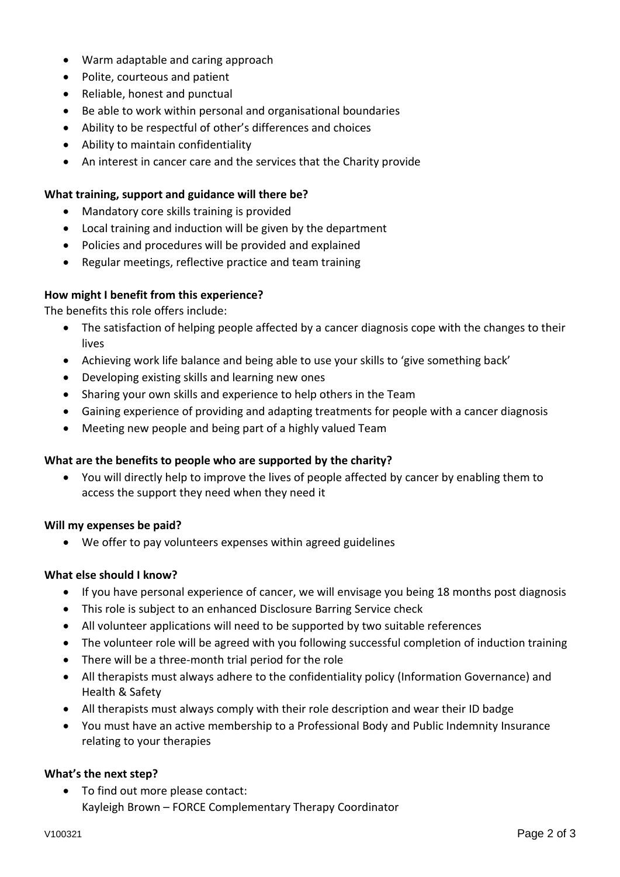- Warm adaptable and caring approach
- Polite, courteous and patient
- Reliable, honest and punctual
- Be able to work within personal and organisational boundaries
- Ability to be respectful of other's differences and choices
- Ability to maintain confidentiality
- An interest in cancer care and the services that the Charity provide

**What training, support and guidance will there be?**

- Mandatory core skills training is provided
- Local training and induction will be given by the department
- Policies and procedures will be provided and explained
- Regular meetings, reflective practice and team training

**How might I benefit from this experience?**

The benefits this role offers include:

- The satisfaction of helping people affected by a cancer diagnosis cope with the changes to their lives
- Achieving work life balance and being able to use your skills to 'give something back'
- Developing existing skills and learning new ones
- Sharing your own skills and experience to help others in the Team
- Gaining experience of providing and adapting treatments for people with a cancer diagnosis
- Meeting new people and being part of a highly valued Team

**What are the benefits to people who are supported by the charity?**

- You will directly help to improve the lives of people affected by cancer by enabling them to access the support they need when they need it

**Will my expenses be paid?**

- We offer to pay volunteers expenses within agreed guidelines

**What else should I know?**

- If you have personal experience of cancer, we will envisage you being 18 months post diagnosis
- This role is subject to an enhanced Disclosure Barring Service check
- All volunteer applications will need to be supported by two suitable references
- The volunteer role will be agreed with you following successful completion of induction training
- There will be a three-month trial period for the role
- All therapists must always adhere to the confidentiality policy (Information Governance) and Health & Safety
- All therapists must always comply with their role description and wear their ID badge
- You must have an active membership to a Professional Body and Public Indemnity Insurance relating to your therapies

**What's the next step?**

- To find out more please contact:
  Kayleigh Brown – FORCE Complementary Therapy Coordinator

V100321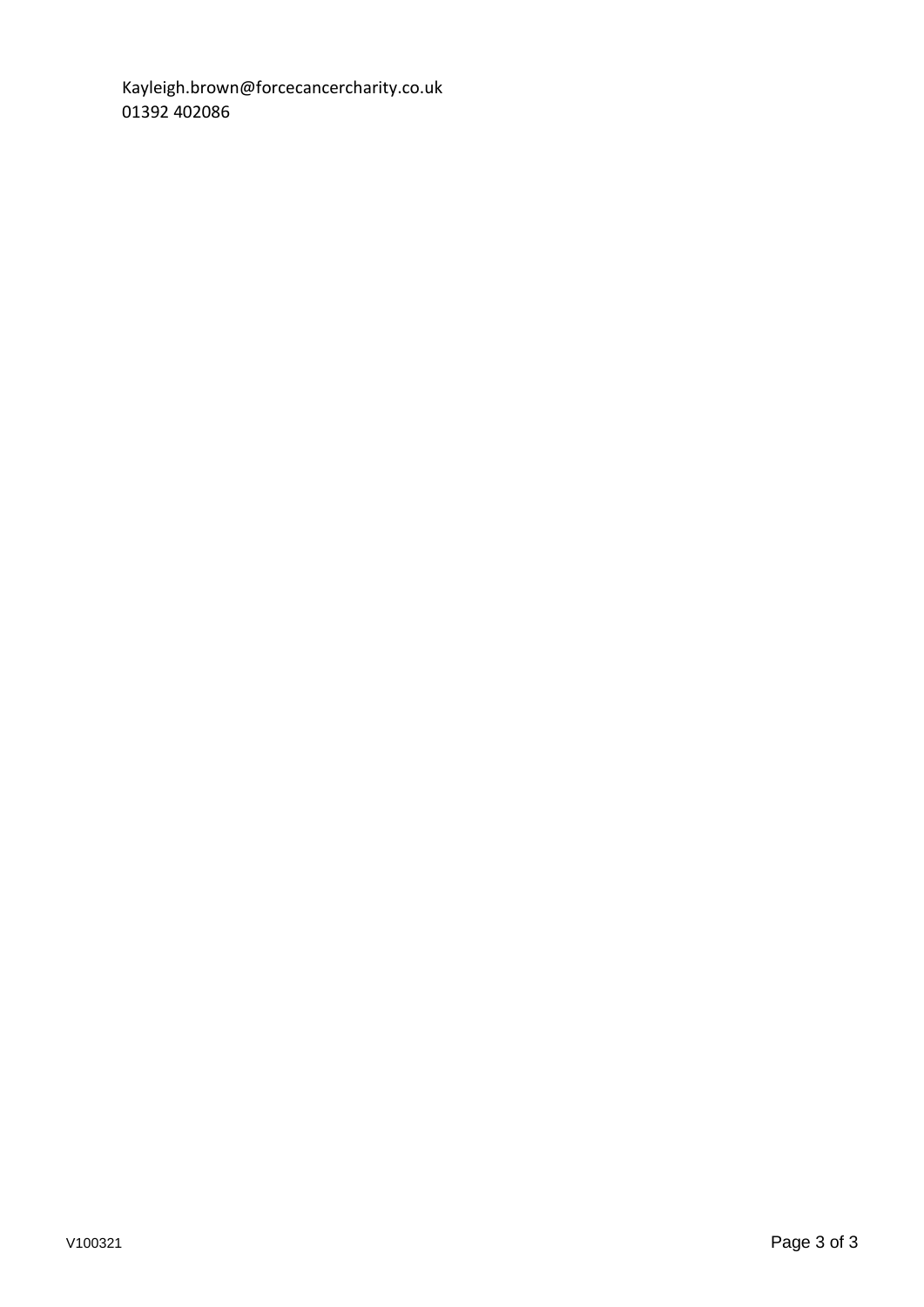Kayleigh.brown@forcecancercharity.co.uk
01392 402086